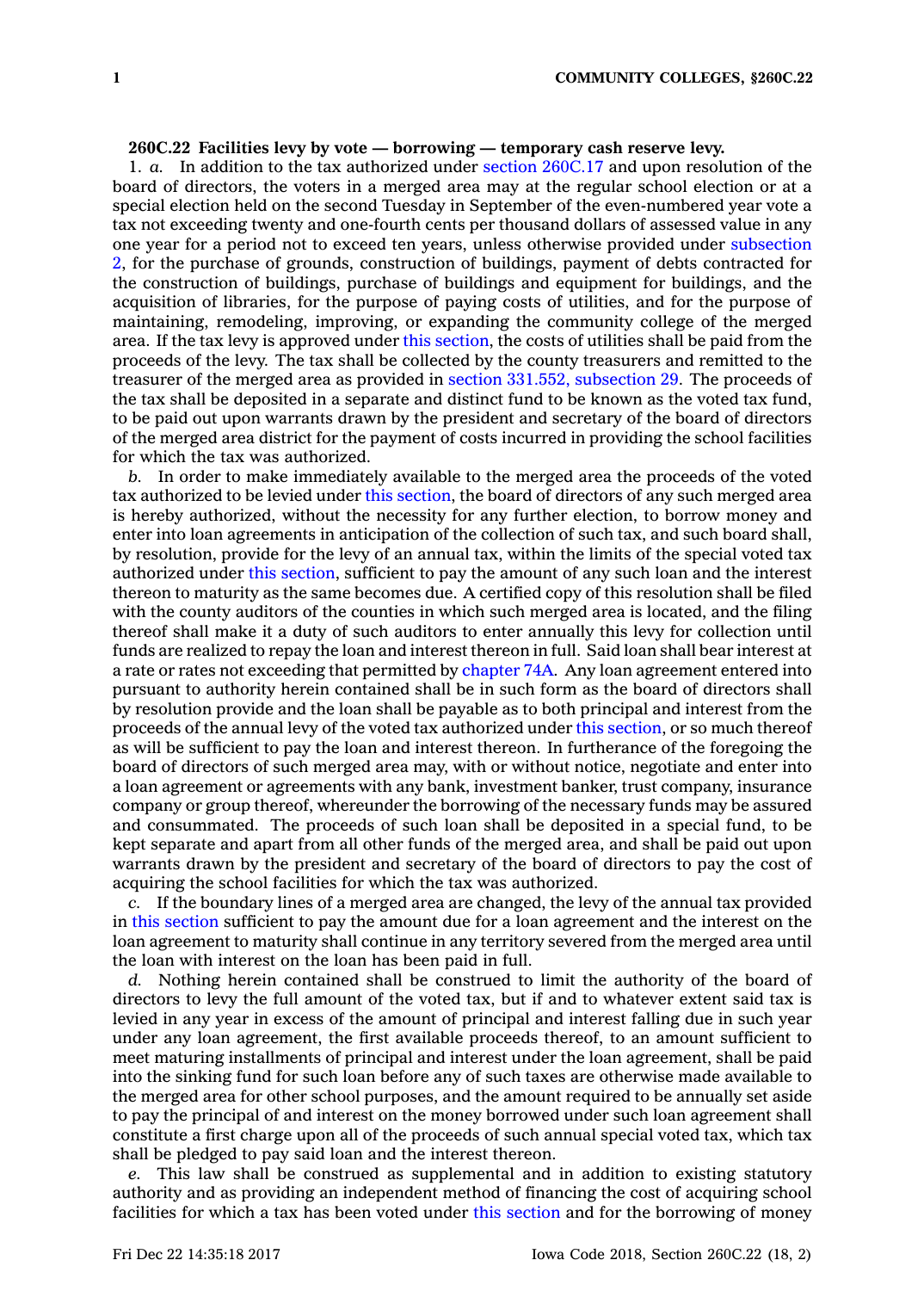**260C.22 Facilities levy by vote — borrowing — temporary cash reserve levy.**

1. *a.* In addition to the tax authorized under section 260C.17 and upon resolution of the board of directors, the voters in a merged area may at the regular school election or at a special election held on the second Tuesday in September of the even-numbered year vote a tax not exceeding twenty and one-fourth cents per thousand dollars of assessed value in any one year for a period not to exceed ten years, unless otherwise provided under subsection 2, for the purchase of grounds, construction of buildings, payment of debts contracted for the construction of buildings, purchase of buildings and equipment for buildings, and the acquisition of libraries, for the purpose of paying costs of utilities, and for the purpose of maintaining, remodeling, improving, or expanding the community college of the merged area. If the tax levy is approved under this section, the costs of utilities shall be paid from the proceeds of the levy. The tax shall be collected by the county treasurers and remitted to the treasurer of the merged area as provided in section 331.552, subsection 29. The proceeds of the tax shall be deposited in a separate and distinct fund to be known as the voted tax fund, to be paid out upon warrants drawn by the president and secretary of the board of directors of the merged area district for the payment of costs incurred in providing the school facilities for which the tax was authorized.

*b.* In order to make immediately available to the merged area the proceeds of the voted tax authorized to be levied under this section, the board of directors of any such merged area is hereby authorized, without the necessity for any further election, to borrow money and enter into loan agreements in anticipation of the collection of such tax, and such board shall, by resolution, provide for the levy of an annual tax, within the limits of the special voted tax authorized under this section, sufficient to pay the amount of any such loan and the interest thereon to maturity as the same becomes due. A certified copy of this resolution shall be filed with the county auditors of the counties in which such merged area is located, and the filing thereof shall make it a duty of such auditors to enter annually this levy for collection until funds are realized to repay the loan and interest thereon in full. Said loan shall bear interest at a rate or rates not exceeding that permitted by chapter 74A. Any loan agreement entered into pursuant to authority herein contained shall be in such form as the board of directors shall by resolution provide and the loan shall be payable as to both principal and interest from the proceeds of the annual levy of the voted tax authorized under this section, or so much thereof as will be sufficient to pay the loan and interest thereon. In furtherance of the foregoing the board of directors of such merged area may, with or without notice, negotiate and enter into a loan agreement or agreements with any bank, investment banker, trust company, insurance company or group thereof, whereunder the borrowing of the necessary funds may be assured and consummated. The proceeds of such loan shall be deposited in a special fund, to be kept separate and apart from all other funds of the merged area, and shall be paid out upon warrants drawn by the president and secretary of the board of directors to pay the cost of acquiring the school facilities for which the tax was authorized.

*c.* If the boundary lines of a merged area are changed, the levy of the annual tax provided in this section sufficient to pay the amount due for a loan agreement and the interest on the loan agreement to maturity shall continue in any territory severed from the merged area until the loan with interest on the loan has been paid in full.

*d.* Nothing herein contained shall be construed to limit the authority of the board of directors to levy the full amount of the voted tax, but if and to whatever extent said tax is levied in any year in excess of the amount of principal and interest falling due in such year under any loan agreement, the first available proceeds thereof, to an amount sufficient to meet maturing installments of principal and interest under the loan agreement, shall be paid into the sinking fund for such loan before any of such taxes are otherwise made available to the merged area for other school purposes, and the amount required to be annually set aside to pay the principal of and interest on the money borrowed under such loan agreement shall constitute a first charge upon all of the proceeds of such annual special voted tax, which tax shall be pledged to pay said loan and the interest thereon.

*e.* This law shall be construed as supplemental and in addition to existing statutory authority and as providing an independent method of financing the cost of acquiring school facilities for which a tax has been voted under this section and for the borrowing of money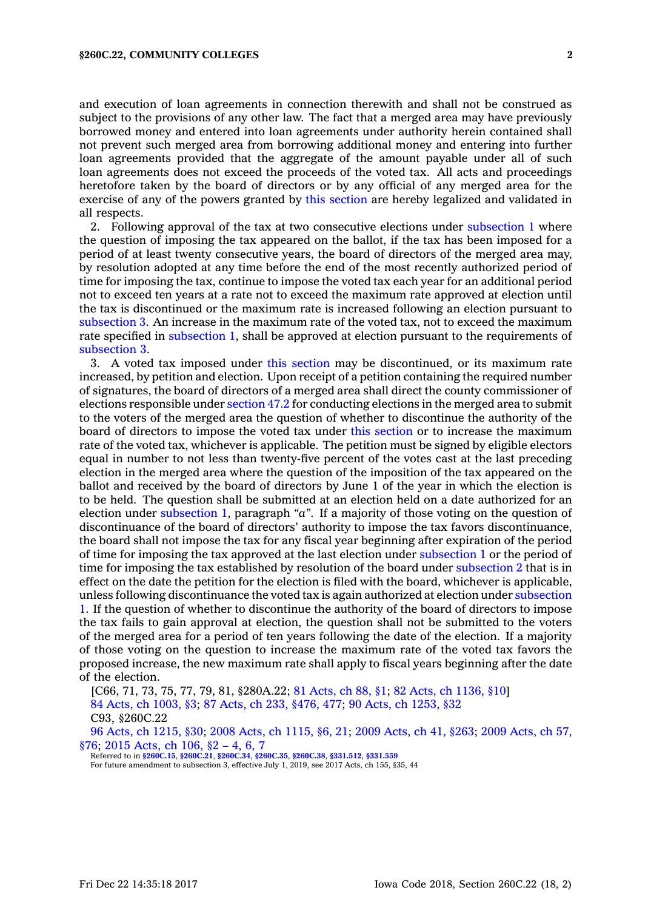and execution of loan agreements in connection therewith and shall not be construed as subject to the provisions of any other law. The fact that a merged area may have previously borrowed money and entered into loan agreements under authority herein contained shall not prevent such merged area from borrowing additional money and entering into further loan agreements provided that the aggregate of the amount payable under all of such loan agreements does not exceed the proceeds of the voted tax. All acts and proceedings heretofore taken by the board of directors or by any official of any merged area for the exercise of any of the powers granted by this section are hereby legalized and validated in all respects.

2. Following approval of the tax at two consecutive elections under subsection 1 where the question of imposing the tax appeared on the ballot, if the tax has been imposed for a period of at least twenty consecutive years, the board of directors of the merged area may, by resolution adopted at any time before the end of the most recently authorized period of time for imposing the tax, continue to impose the voted tax each year for an additional period not to exceed ten years at a rate not to exceed the maximum rate approved at election until the tax is discontinued or the maximum rate is increased following an election pursuant to subsection 3. An increase in the maximum rate of the voted tax, not to exceed the maximum rate specified in subsection 1, shall be approved at election pursuant to the requirements of subsection 3.

3. A voted tax imposed under this section may be discontinued, or its maximum rate increased, by petition and election. Upon receipt of a petition containing the required number of signatures, the board of directors of a merged area shall direct the county commissioner of elections responsible under section 47.2 for conducting elections in the merged area to submit to the voters of the merged area the question of whether to discontinue the authority of the board of directors to impose the voted tax under this section or to increase the maximum rate of the voted tax, whichever is applicable. The petition must be signed by eligible electors equal in number to not less than twenty-five percent of the votes cast at the last preceding election in the merged area where the question of the imposition of the tax appeared on the ballot and received by the board of directors by June 1 of the year in which the election is to be held. The question shall be submitted at an election held on a date authorized for an election under subsection 1, paragraph *"a"*. If a majority of those voting on the question of discontinuance of the board of directors' authority to impose the tax favors discontinuance, the board shall not impose the tax for any fiscal year beginning after expiration of the period of time for imposing the tax approved at the last election under subsection 1 or the period of time for imposing the tax established by resolution of the board under subsection 2 that is in effect on the date the petition for the election is filed with the board, whichever is applicable, unless following discontinuance the voted tax is again authorized at election under subsection 1. If the question of whether to discontinue the authority of the board of directors to impose the tax fails to gain approval at election, the question shall not be submitted to the voters of the merged area for a period of ten years following the date of the election. If a majority of those voting on the question to increase the maximum rate of the voted tax favors the proposed increase, the new maximum rate shall apply to fiscal years beginning after the date of the election.

[C66, 71, 73, 75, 77, 79, 81, §280A.22; 81 Acts, ch 88, §1; 82 Acts, ch 1136, §10]
84 Acts, ch 1003, §3; 87 Acts, ch 233, §476, 477; 90 Acts, ch 1253, §32
C93, §260C.22
96 Acts, ch 1215, §30; 2008 Acts, ch 1115, §6, 21; 2009 Acts, ch 41, §263; 2009 Acts, ch 57, §76; 2015 Acts, ch 106, §2 – 4, 6, 7

Referred to in **§260C.15**, **§260C.21**, **§260C.34**, **§260C.35**, **§260C.38**, **§331.512**, **§331.559**
For future amendment to subsection 3, effective July 1, 2019, see 2017 Acts, ch 155, §35, 44